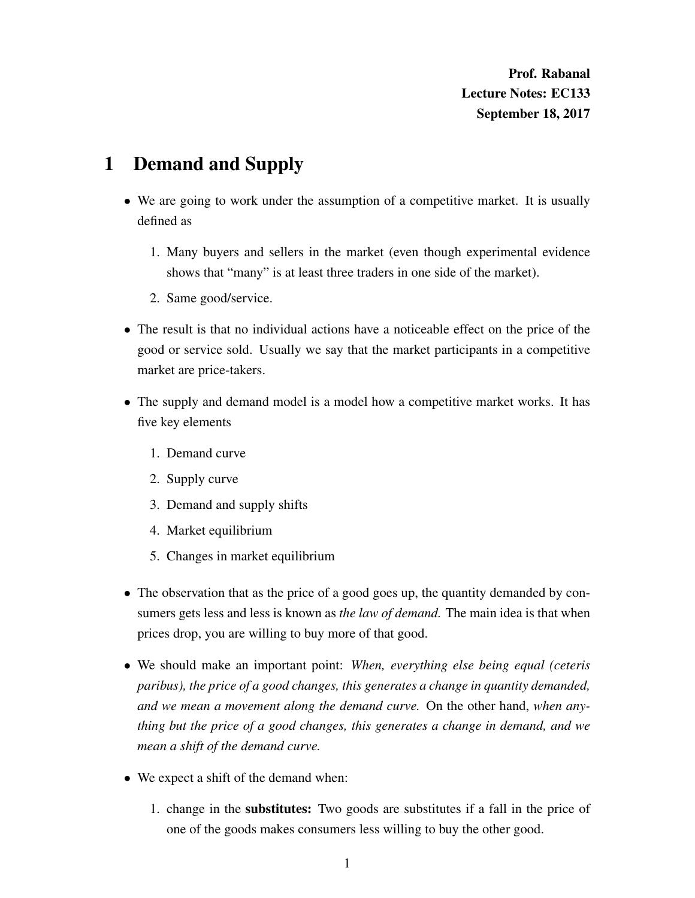**Prof. Rabanal**
**Lecture Notes: EC133**
**September 18, 2017**

# 1 Demand and Supply

- We are going to work under the assumption of a competitive market. It is usually defined as
  1. Many buyers and sellers in the market (even though experimental evidence shows that "many" is at least three traders in one side of the market).
  2. Same good/service.
- The result is that no individual actions have a noticeable effect on the price of the good or service sold. Usually we say that the market participants in a competitive market are price-takers.
- The supply and demand model is a model how a competitive market works. It has five key elements
  1. Demand curve
  2. Supply curve
  3. Demand and supply shifts
  4. Market equilibrium
  5. Changes in market equilibrium
- The observation that as the price of a good goes up, the quantity demanded by consumers gets less and less is known as *the law of demand.* The main idea is that when prices drop, you are willing to buy more of that good.
- We should make an important point: *When, everything else being equal (ceteris paribus), the price of a good changes, this generates a change in quantity demanded, and we mean a movement along the demand curve.* On the other hand, *when anything but the price of a good changes, this generates a change in demand, and we mean a shift of the demand curve.*
- We expect a shift of the demand when:
  1. change in the **substitutes:** Two goods are substitutes if a fall in the price of one of the goods makes consumers less willing to buy the other good.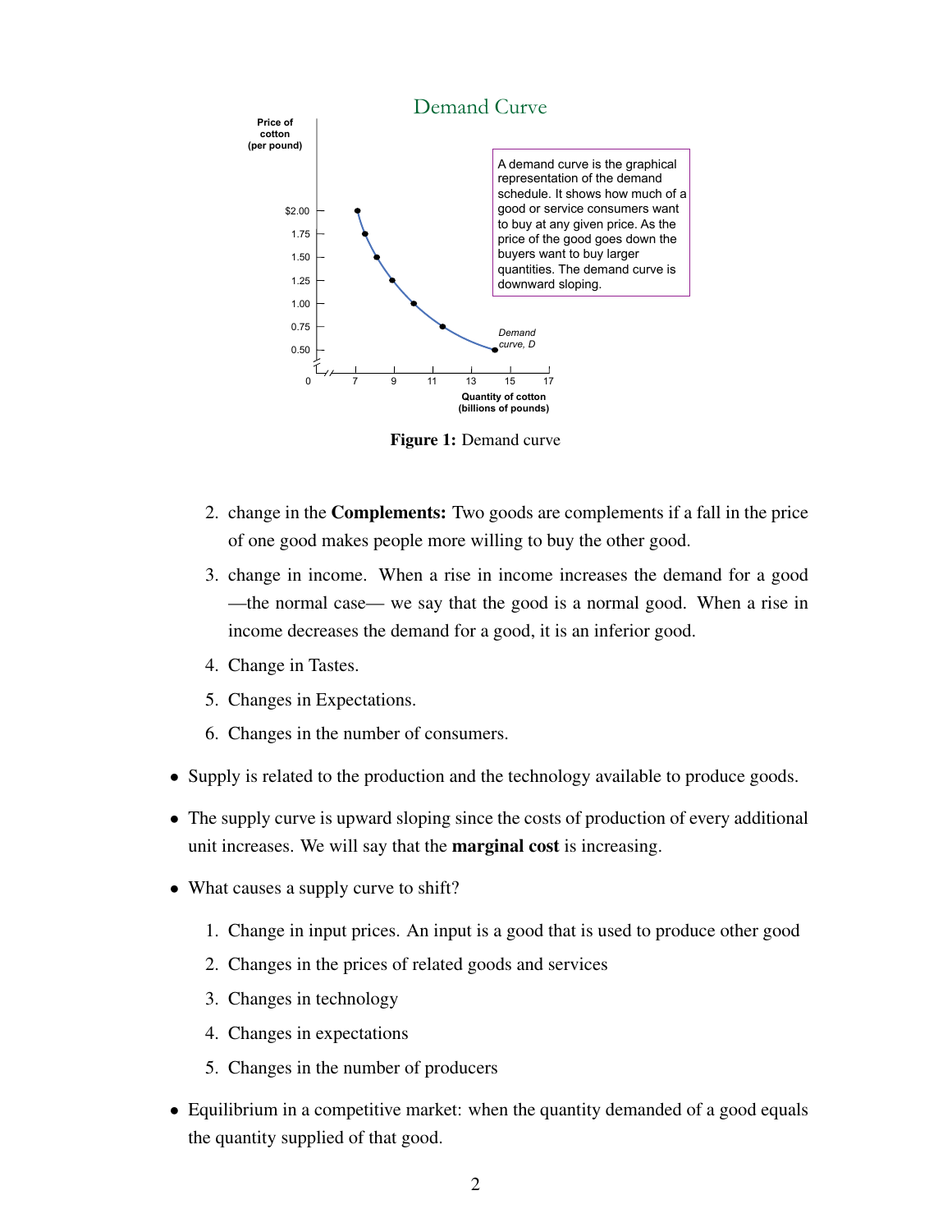Figure 1: Demand curve

2. change in the **Complements:** Two goods are complements if a fall in the price of one good makes people more willing to buy the other good.
3. change in income. When a rise in income increases the demand for a good —the normal case— we say that the good is a normal good. When a rise in income decreases the demand for a good, it is an inferior good.
4. Change in Tastes.
5. Changes in Expectations.
6. Changes in the number of consumers.

- Supply is related to the production and the technology available to produce goods.
- The supply curve is upward sloping since the costs of production of every additional unit increases. We will say that the **marginal cost** is increasing.
- What causes a supply curve to shift?
  1. Change in input prices. An input is a good that is used to produce other good
  2. Changes in the prices of related goods and services
  3. Changes in technology
  4. Changes in expectations
  5. Changes in the number of producers
- Equilibrium in a competitive market: when the quantity demanded of a good equals the quantity supplied of that good.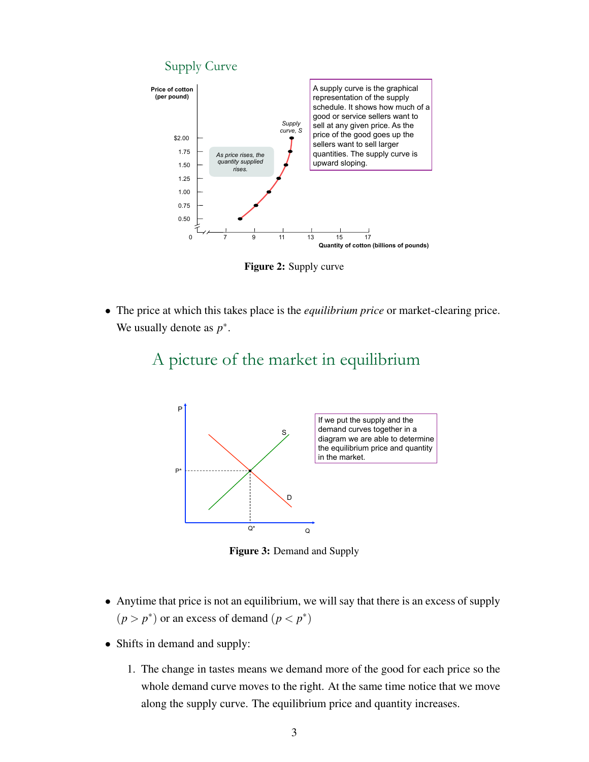## Supply Curve

Figure 2: Supply curve

- The price at which this takes place is the *equilibrium price* or market-clearing price. We usually denote as $p^*$.

## A picture of the market in equilibrium

**Figure 3:** Demand and Supply

- Anytime that price is not an equilibrium, we will say that there is an excess of supply $(p > p^*)$ or an excess of demand $(p < p^*)$
- Shifts in demand and supply:
  1. The change in tastes means we demand more of the good for each price so the whole demand curve moves to the right. At the same time notice that we move along the supply curve. The equilibrium price and quantity increases.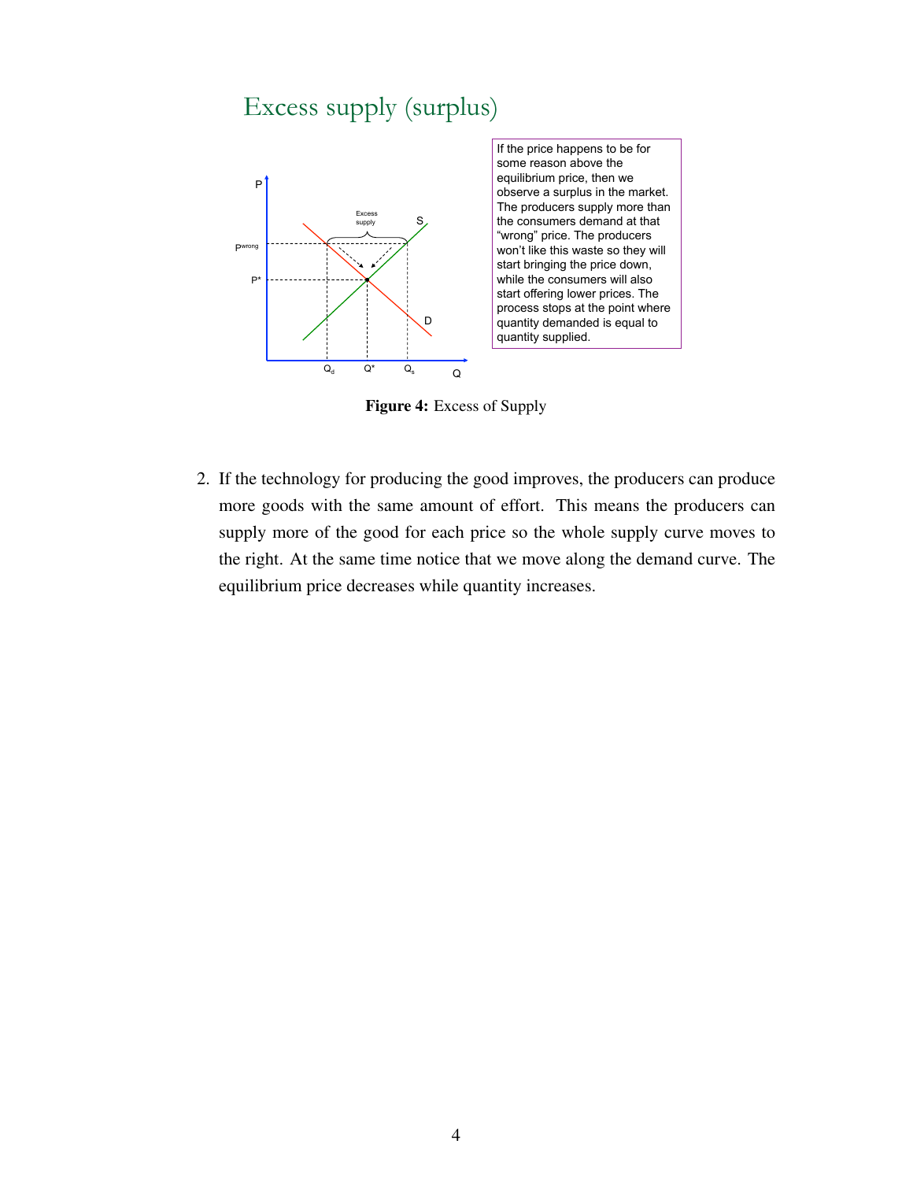## Excess supply (surplus)

If the price happens to be for some reason above the equilibrium price, then we observe a surplus in the market. The producers supply more than the consumers demand at that "wrong" price. The producers won't like this waste so they will start bringing the price down, while the consumers will also start offering lower prices. The process stops at the point where quantity demanded is equal to quantity supplied.

**Figure 4:** Excess of Supply

2. If the technology for producing the good improves, the producers can produce more goods with the same amount of effort. This means the producers can supply more of the good for each price so the whole supply curve moves to the right. At the same time notice that we move along the demand curve. The equilibrium price decreases while quantity increases.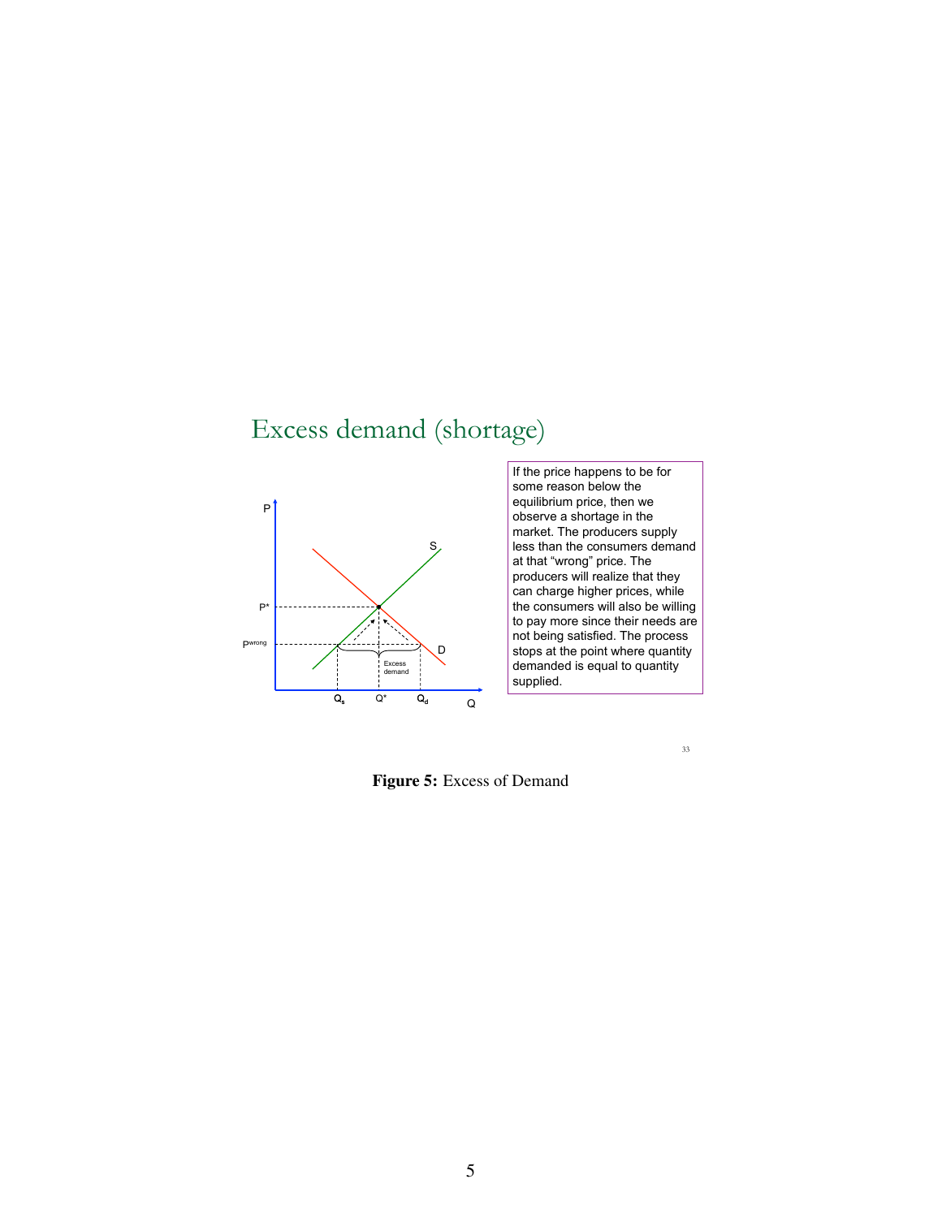## Excess demand (shortage)

P

S

P*

P^wrong

D

Excess demand

$Q_s$ Q* $Q_d$ Q

If the price happens to be for some reason below the equilibrium price, then we observe a shortage in the market. The producers supply less than the consumers demand at that "wrong" price. The producers will realize that they can charge higher prices, while the consumers will also be willing to pay more since their needs are not being satisfied. The process stops at the point where quantity demanded is equal to quantity supplied.

33

**Figure 5:** Excess of Demand